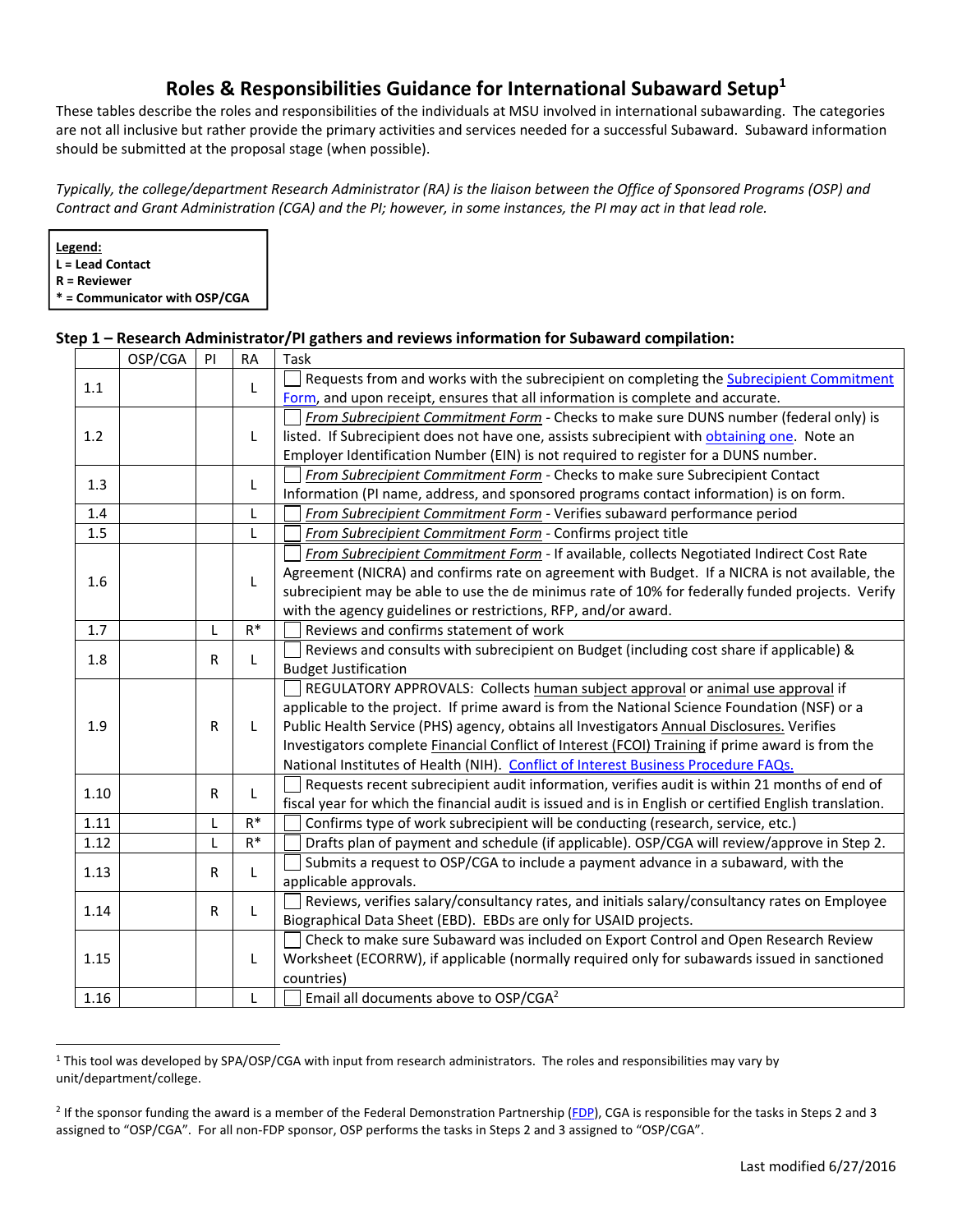# Roles & Responsibilities Guidance for International Subaward Setup[1]

These tables describe the roles and responsibilities of the individuals at MSU involved in international subawarding. The categories are not all inclusive but rather provide the primary activities and services needed for a successful Subaward. Subaward information should be submitted at the proposal stage (when possible).

*Typically, the college/department Research Administrator (RA) is the liaison between the Office of Sponsored Programs (OSP) and Contract and Grant Administration (CGA) and the PI; however, in some instances, the PI may act in that lead role.*

**Legend:**
**L = Lead Contact**
**R = Reviewer**
*** = Communicator with OSP/CGA**

### Step 1 – Research Administrator/PI gathers and reviews information for Subaward compilation:

| | OSP/CGA | PI | RA | Task |
|---|---|---|---|---|
| 1.1 | | | L | ☐ Requests from and works with the subrecipient on completing the Subrecipient Commitment Form, and upon receipt, ensures that all information is complete and accurate. |
| 1.2 | | | L | ☐ *From Subrecipient Commitment Form* - Checks to make sure DUNS number (federal only) is listed. If Subrecipient does not have one, assists subrecipient with obtaining one. Note an Employer Identification Number (EIN) is not required to register for a DUNS number. |
| 1.3 | | | L | ☐ *From Subrecipient Commitment Form* - Checks to make sure Subrecipient Contact Information (PI name, address, and sponsored programs contact information) is on form. |
| 1.4 | | | L | ☐ *From Subrecipient Commitment Form* - Verifies subaward performance period |
| 1.5 | | | L | ☐ *From Subrecipient Commitment Form* - Confirms project title |
| 1.6 | | | L | ☐ *From Subrecipient Commitment Form* - If available, collects Negotiated Indirect Cost Rate Agreement (NICRA) and confirms rate on agreement with Budget. If a NICRA is not available, the subrecipient may be able to use the de minimus rate of 10% for federally funded projects. Verify with the agency guidelines or restrictions, RFP, and/or award. |
| 1.7 | | L | R* | ☐ Reviews and confirms statement of work |
| 1.8 | | R | L | ☐ Reviews and consults with subrecipient on Budget (including cost share if applicable) & Budget Justification |
| 1.9 | | R | L | ☐ REGULATORY APPROVALS: Collects human subject approval or animal use approval if applicable to the project. If prime award is from the National Science Foundation (NSF) or a Public Health Service (PHS) agency, obtains all Investigators Annual Disclosures. Verifies Investigators complete Financial Conflict of Interest (FCOI) Training if prime award is from the National Institutes of Health (NIH). Conflict of Interest Business Procedure FAQs. |
| 1.10 | | R | L | ☐ Requests recent subrecipient audit information, verifies audit is within 21 months of end of fiscal year for which the financial audit is issued and is in English or certified English translation. |
| 1.11 | | L | R* | ☐ Confirms type of work subrecipient will be conducting (research, service, etc.) |
| 1.12 | | L | R* | ☐ Drafts plan of payment and schedule (if applicable). OSP/CGA will review/approve in Step 2. |
| 1.13 | | R | L | ☐ Submits a request to OSP/CGA to include a payment advance in a subaward, with the applicable approvals. |
| 1.14 | | R | L | ☐ Reviews, verifies salary/consultancy rates, and initials salary/consultancy rates on Employee Biographical Data Sheet (EBD). EBDs are only for USAID projects. |
| 1.15 | | | L | ☐ Check to make sure Subaward was included on Export Control and Open Research Review Worksheet (ECORRW), if applicable (normally required only for subawards issued in sanctioned countries) |
| 1.16 | | | L | ☐ Email all documents above to OSP/CGA[2] |

[1] This tool was developed by SPA/OSP/CGA with input from research administrators. The roles and responsibilities may vary by unit/department/college.

[2] If the sponsor funding the award is a member of the Federal Demonstration Partnership (FDP), CGA is responsible for the tasks in Steps 2 and 3 assigned to "OSP/CGA". For all non-FDP sponsor, OSP performs the tasks in Steps 2 and 3 assigned to "OSP/CGA".

Last modified 6/27/2016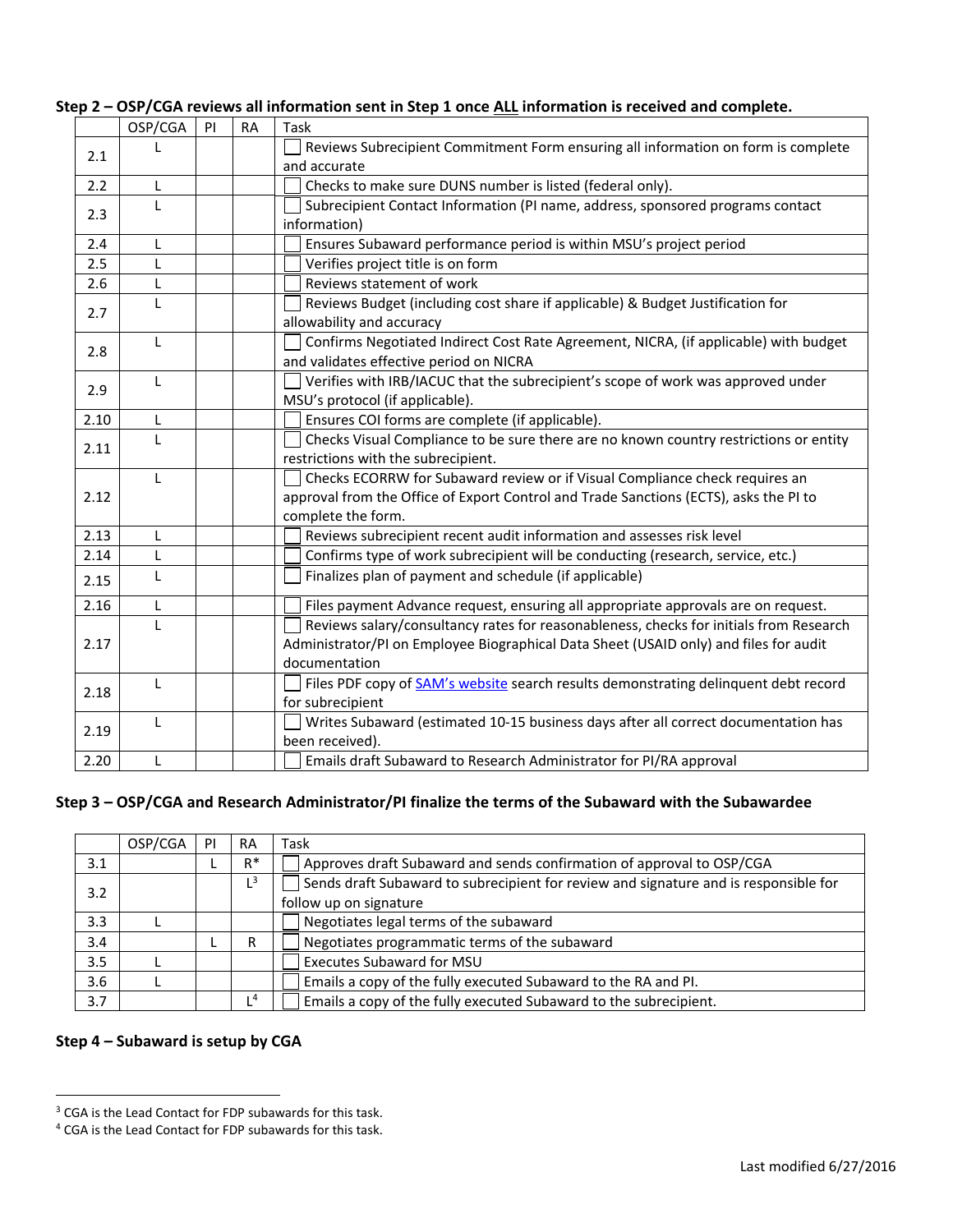**Step 2 – OSP/CGA reviews all information sent in Step 1 once ALL information is received and complete.**

| | OSP/CGA | PI | RA | Task |
|---|---|---|---|---|
| 2.1 | L | | | ☐ Reviews Subrecipient Commitment Form ensuring all information on form is complete and accurate |
| 2.2 | L | | | ☐ Checks to make sure DUNS number is listed (federal only). |
| 2.3 | L | | | ☐ Subrecipient Contact Information (PI name, address, sponsored programs contact information) |
| 2.4 | L | | | ☐ Ensures Subaward performance period is within MSU's project period |
| 2.5 | L | | | ☐ Verifies project title is on form |
| 2.6 | L | | | ☐ Reviews statement of work |
| 2.7 | L | | | ☐ Reviews Budget (including cost share if applicable) & Budget Justification for allowability and accuracy |
| 2.8 | L | | | ☐ Confirms Negotiated Indirect Cost Rate Agreement, NICRA, (if applicable) with budget and validates effective period on NICRA |
| 2.9 | L | | | ☐ Verifies with IRB/IACUC that the subrecipient's scope of work was approved under MSU's protocol (if applicable). |
| 2.10 | L | | | ☐ Ensures COI forms are complete (if applicable). |
| 2.11 | L | | | ☐ Checks Visual Compliance to be sure there are no known country restrictions or entity restrictions with the subrecipient. |
| 2.12 | L | | | ☐ Checks ECORRW for Subaward review or if Visual Compliance check requires an approval from the Office of Export Control and Trade Sanctions (ECTS), asks the PI to complete the form. |
| 2.13 | L | | | ☐ Reviews subrecipient recent audit information and assesses risk level |
| 2.14 | L | | | ☐ Confirms type of work subrecipient will be conducting (research, service, etc.) |
| 2.15 | L | | | ☐ Finalizes plan of payment and schedule (if applicable) |
| 2.16 | L | | | ☐ Files payment Advance request, ensuring all appropriate approvals are on request. |
| 2.17 | L | | | ☐ Reviews salary/consultancy rates for reasonableness, checks for initials from Research Administrator/PI on Employee Biographical Data Sheet (USAID only) and files for audit documentation |
| 2.18 | L | | | ☐ Files PDF copy of [SAM's website] search results demonstrating delinquent debt record for subrecipient |
| 2.19 | L | | | ☐ Writes Subaward (estimated 10-15 business days after all correct documentation has been received). |
| 2.20 | L | | | ☐ Emails draft Subaward to Research Administrator for PI/RA approval |

**Step 3 – OSP/CGA and Research Administrator/PI finalize the terms of the Subaward with the Subawardee**

| | OSP/CGA | PI | RA | Task |
|---|---|---|---|---|
| 3.1 | | L | R* | ☐ Approves draft Subaward and sends confirmation of approval to OSP/CGA |
| 3.2 | | | L[3] | ☐ Sends draft Subaward to subrecipient for review and signature and is responsible for follow up on signature |
| 3.3 | L | | | ☐ Negotiates legal terms of the subaward |
| 3.4 | | L | R | ☐ Negotiates programmatic terms of the subaward |
| 3.5 | L | | | ☐ Executes Subaward for MSU |
| 3.6 | L | | | ☐ Emails a copy of the fully executed Subaward to the RA and PI. |
| 3.7 | | | L[4] | ☐ Emails a copy of the fully executed Subaward to the subrecipient. |

**Step 4 – Subaward is setup by CGA**

[3] CGA is the Lead Contact for FDP subawards for this task.

[4] CGA is the Lead Contact for FDP subawards for this task.

Last modified 6/27/2016